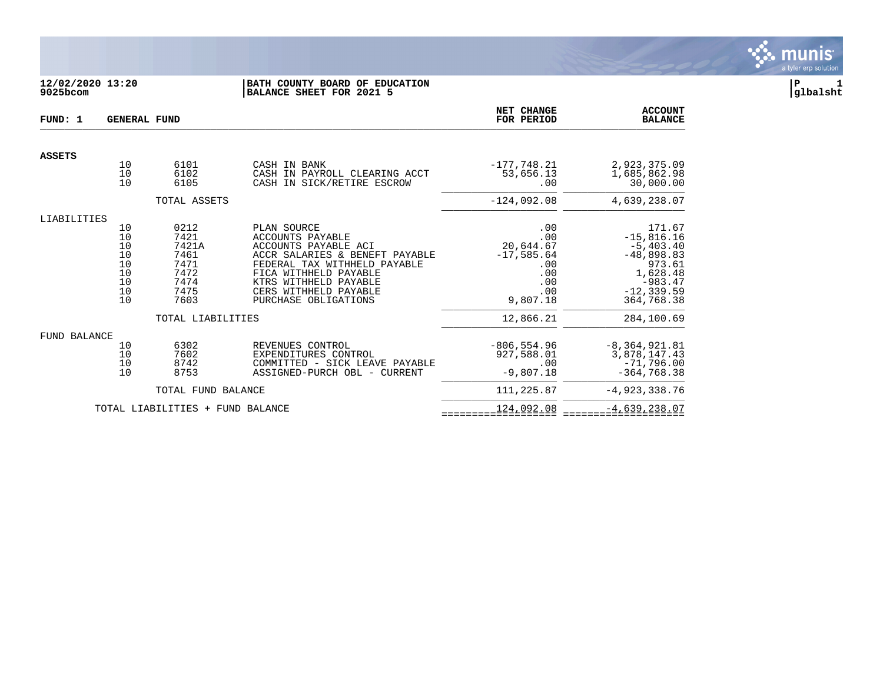12/02/2020 13:20
9025bcom

**BATH COUNTY BOARD OF EDUCATION**
**BALANCE SHEET FOR 2021 5**

P 1
glbalsht

**FUND: 1 GENERAL FUND**

| | | | | NET CHANGE FOR PERIOD | ACCOUNT BALANCE |
|---|---|---|---|---|---|
| **ASSETS** | | | | | |
| | 10 | 6101 | CASH IN BANK | -177,748.21 | 2,923,375.09 |
| | 10 | 6102 | CASH IN PAYROLL CLEARING ACCT | 53,656.13 | 1,685,862.98 |
| | 10 | 6105 | CASH IN SICK/RETIRE ESCROW | .00 | 30,000.00 |
| | | TOTAL ASSETS | | -124,092.08 | 4,639,238.07 |
| LIABILITIES | | | | | |
| | 10 | 0212 | PLAN SOURCE | .00 | 171.67 |
| | 10 | 7421 | ACCOUNTS PAYABLE | .00 | -15,816.16 |
| | 10 | 7421A | ACCOUNTS PAYABLE ACI | 20,644.67 | -5,403.40 |
| | 10 | 7461 | ACCR SALARIES & BENEFT PAYABLE | -17,585.64 | -48,898.83 |
| | 10 | 7471 | FEDERAL TAX WITHHELD PAYABLE | .00 | 973.61 |
| | 10 | 7472 | FICA WITHHELD PAYABLE | .00 | 1,628.48 |
| | 10 | 7474 | KTRS WITHHELD PAYABLE | .00 | -983.47 |
| | 10 | 7475 | CERS WITHHELD PAYABLE | .00 | -12,339.59 |
| | 10 | 7603 | PURCHASE OBLIGATIONS | 9,807.18 | 364,768.38 |
| | | TOTAL LIABILITIES | | 12,866.21 | 284,100.69 |
| FUND BALANCE | | | | | |
| | 10 | 6302 | REVENUES CONTROL | -806,554.96 | -8,364,921.81 |
| | 10 | 7602 | EXPENDITURES CONTROL | 927,588.01 | 3,878,147.43 |
| | 10 | 8742 | COMMITTED - SICK LEAVE PAYABLE | .00 | -71,796.00 |
| | 10 | 8753 | ASSIGNED-PURCH OBL - CURRENT | -9,807.18 | -364,768.38 |
| | | TOTAL FUND BALANCE | | 111,225.87 | -4,923,338.76 |
| | TOTAL LIABILITIES + FUND BALANCE | | | 124,092.08 | -4,639,238.07 |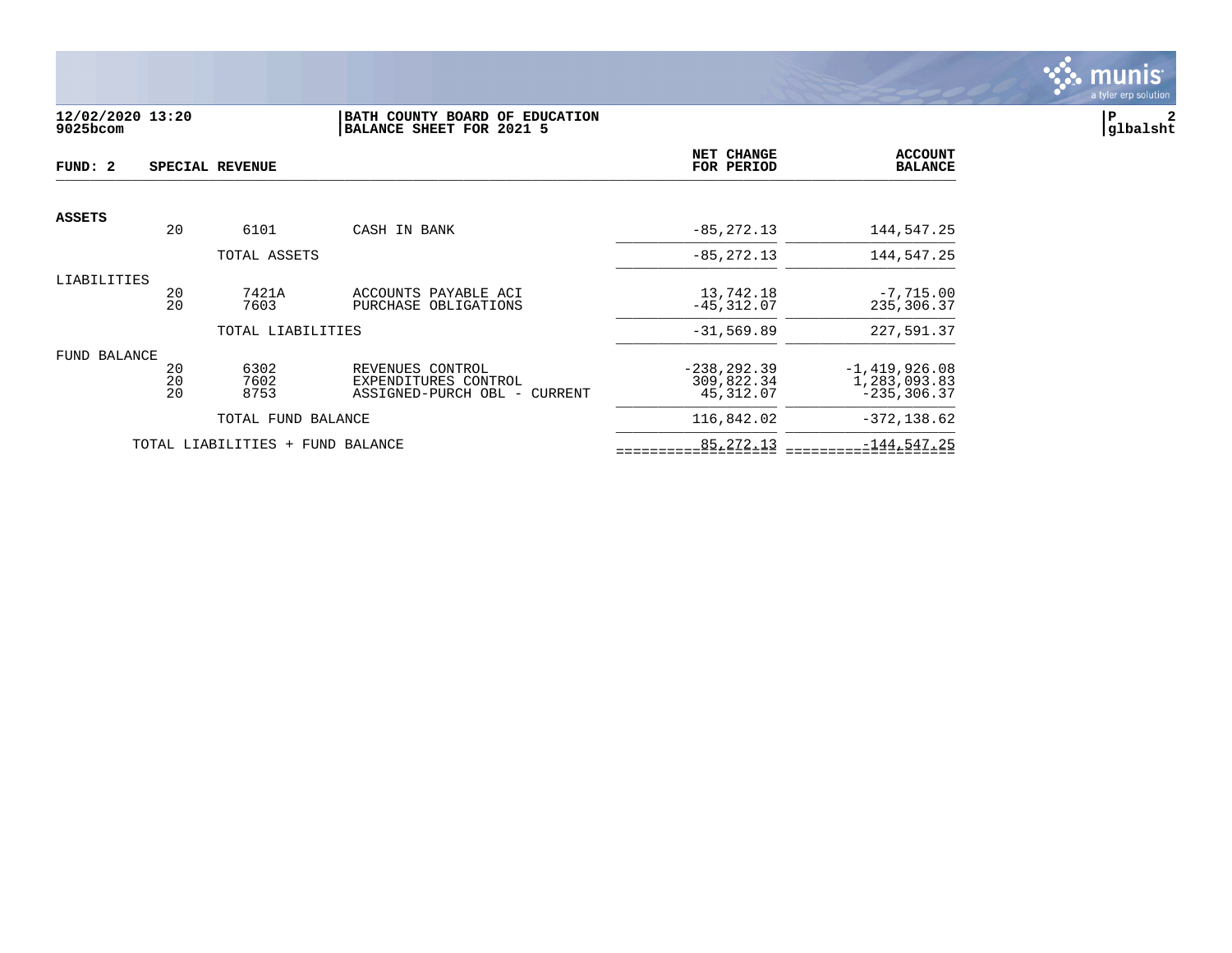**12/02/2020 13:20** | **BATH COUNTY BOARD OF EDUCATION**
**9025bcom** | **BALANCE SHEET FOR 2021 5**

**P 2**
**glbalsht**

**FUND: 2 SPECIAL REVENUE**

| | | | | NET CHANGE FOR PERIOD | ACCOUNT BALANCE |
|---|---|---|---|---|---|
| **ASSETS** | | | | | |
| | 20 | 6101 | CASH IN BANK | -85,272.13 | 144,547.25 |
| | | TOTAL ASSETS | | -85,272.13 | 144,547.25 |
| LIABILITIES | | | | | |
| | 20 | 7421A | ACCOUNTS PAYABLE ACI | 13,742.18 | -7,715.00 |
| | 20 | 7603 | PURCHASE OBLIGATIONS | -45,312.07 | 235,306.37 |
| | | TOTAL LIABILITIES | | -31,569.89 | 227,591.37 |
| FUND BALANCE | | | | | |
| | 20 | 6302 | REVENUES CONTROL | -238,292.39 | -1,419,926.08 |
| | 20 | 7602 | EXPENDITURES CONTROL | 309,822.34 | 1,283,093.83 |
| | 20 | 8753 | ASSIGNED-PURCH OBL - CURRENT | 45,312.07 | -235,306.37 |
| | | TOTAL FUND BALANCE | | 116,842.02 | -372,138.62 |
| | TOTAL LIABILITIES + FUND BALANCE | | | 85,272.13 | -144,547.25 |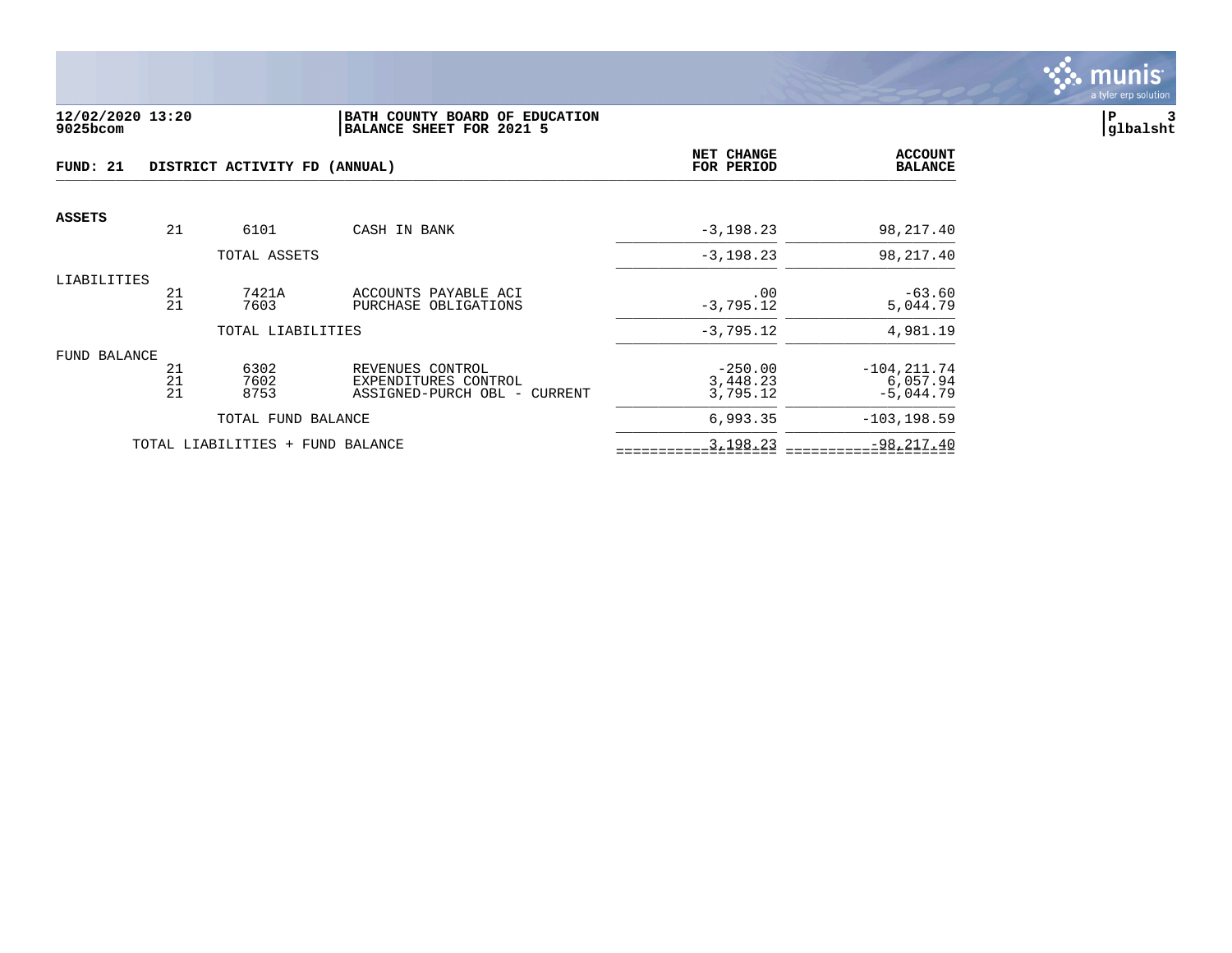**12/02/2020 13:20** | **BATH COUNTY BOARD OF EDUCATION**
**9025bcom** | **BALANCE SHEET FOR 2021 5** | **P 3** | **glbalsht**

**FUND: 21 DISTRICT ACTIVITY FD (ANNUAL)**

| | | | | NET CHANGE FOR PERIOD | ACCOUNT BALANCE |
|---|---|---|---|---|---|
| **ASSETS** | | | | | |
| | 21 | 6101 | CASH IN BANK | -3,198.23 | 98,217.40 |
| | | TOTAL ASSETS | | -3,198.23 | 98,217.40 |
| LIABILITIES | | | | | |
| | 21 | 7421A | ACCOUNTS PAYABLE ACI | .00 | -63.60 |
| | 21 | 7603 | PURCHASE OBLIGATIONS | -3,795.12 | 5,044.79 |
| | | TOTAL LIABILITIES | | -3,795.12 | 4,981.19 |
| FUND BALANCE | | | | | |
| | 21 | 6302 | REVENUES CONTROL | -250.00 | -104,211.74 |
| | 21 | 7602 | EXPENDITURES CONTROL | 3,448.23 | 6,057.94 |
| | 21 | 8753 | ASSIGNED-PURCH OBL - CURRENT | 3,795.12 | -5,044.79 |
| | | TOTAL FUND BALANCE | | 6,993.35 | -103,198.59 |
| TOTAL LIABILITIES + FUND BALANCE | | | | 3,198.23 | -98,217.40 |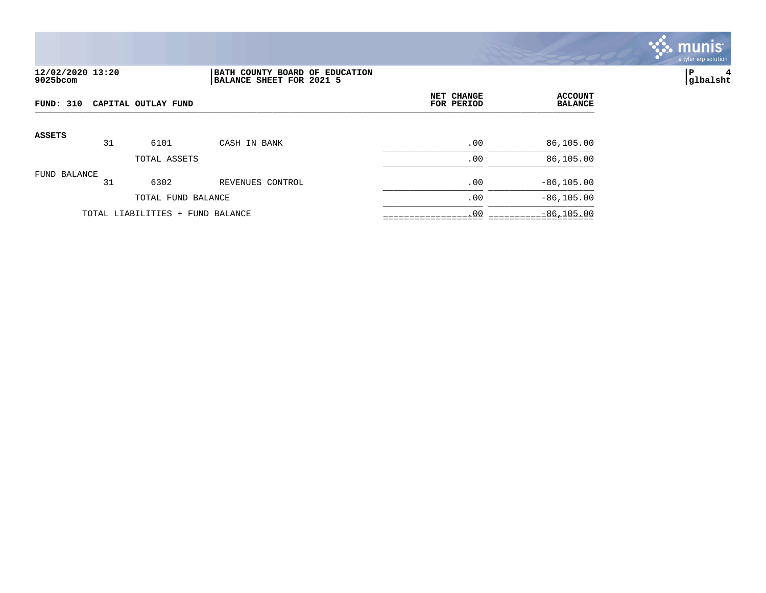**12/02/2020 13:20**
**9025bcom**

**BATH COUNTY BOARD OF EDUCATION**
**BALANCE SHEET FOR 2021 5**

**glbalsht**

**FUND: 310 CAPITAL OUTLAY FUND**

| | | | | NET CHANGE FOR PERIOD | ACCOUNT BALANCE |
|---|---|---|---|---|---|
| **ASSETS** | 31 | 6101 | CASH IN BANK | .00 | 86,105.00 |
| | | TOTAL ASSETS | | .00 | 86,105.00 |
| FUND BALANCE | 31 | 6302 | REVENUES CONTROL | .00 | -86,105.00 |
| | | TOTAL FUND BALANCE | | .00 | -86,105.00 |
| | TOTAL LIABILITIES + FUND BALANCE | | | .00 | -86,105.00 |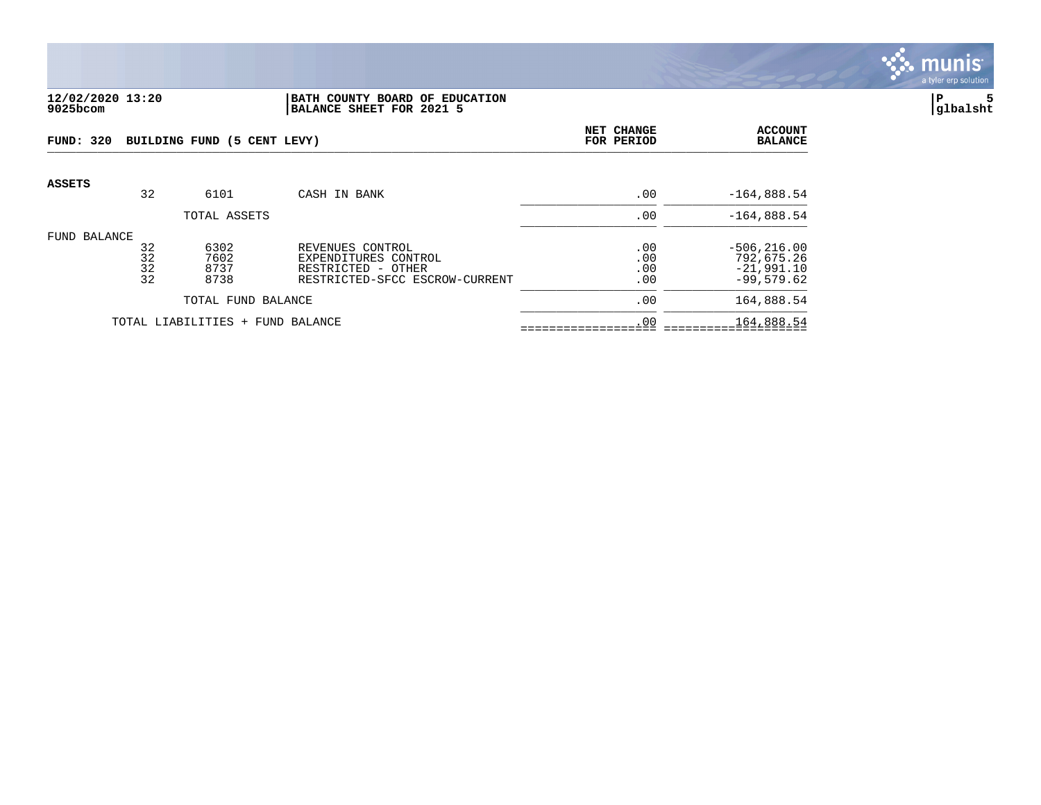**12/02/2020 13:20**
**9025bcom**

**BATH COUNTY BOARD OF EDUCATION**
**BALANCE SHEET FOR 2021 5**

**glbalsht**

**FUND: 320 BUILDING FUND (5 CENT LEVY)**

| | | | | NET CHANGE FOR PERIOD | ACCOUNT BALANCE |
|---|---|---|---|---|---|
| **ASSETS** | | | | | |
| | 32 | 6101 | CASH IN BANK | .00 | -164,888.54 |
| | | TOTAL ASSETS | | .00 | -164,888.54 |
| FUND BALANCE | | | | | |
| | 32 | 6302 | REVENUES CONTROL | .00 | -506,216.00 |
| | 32 | 7602 | EXPENDITURES CONTROL | .00 | 792,675.26 |
| | 32 | 8737 | RESTRICTED - OTHER | .00 | -21,991.10 |
| | 32 | 8738 | RESTRICTED-SFCC ESCROW-CURRENT | .00 | -99,579.62 |
| | | TOTAL FUND BALANCE | | .00 | 164,888.54 |
| | TOTAL LIABILITIES + FUND BALANCE | | | .00 | 164,888.54 |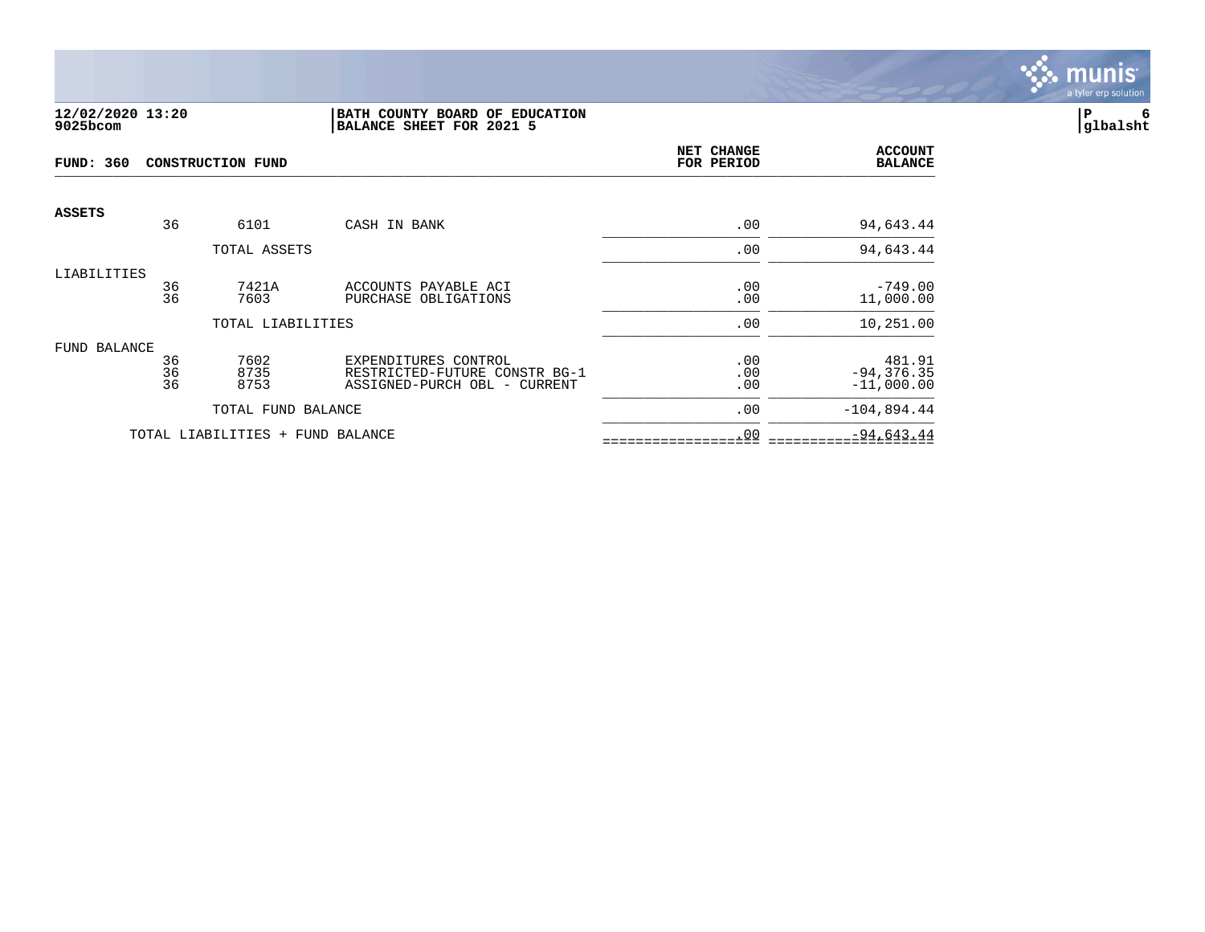**12/02/2020 13:20**
**9025bcom**

**BATH COUNTY BOARD OF EDUCATION**
**BALANCE SHEET FOR 2021 5**

**P 6**
**glbalsht**

**FUND: 360 CONSTRUCTION FUND**

| | | | | NET CHANGE FOR PERIOD | ACCOUNT BALANCE |
|---|---|---|---|---|---|
| **ASSETS** | | | | | |
| | 36 | 6101 | CASH IN BANK | .00 | 94,643.44 |
| | | TOTAL ASSETS | | .00 | 94,643.44 |
| LIABILITIES | | | | | |
| | 36 | 7421A | ACCOUNTS PAYABLE ACI | .00 | -749.00 |
| | 36 | 7603 | PURCHASE OBLIGATIONS | .00 | 11,000.00 |
| | | TOTAL LIABILITIES | | .00 | 10,251.00 |
| FUND BALANCE | | | | | |
| | 36 | 7602 | EXPENDITURES CONTROL | .00 | 481.91 |
| | 36 | 8735 | RESTRICTED-FUTURE CONSTR BG-1 | .00 | -94,376.35 |
| | 36 | 8753 | ASSIGNED-PURCH OBL - CURRENT | .00 | -11,000.00 |
| | | TOTAL FUND BALANCE | | .00 | -104,894.44 |
| | TOTAL LIABILITIES + FUND BALANCE | | | .00 | -94,643.44 |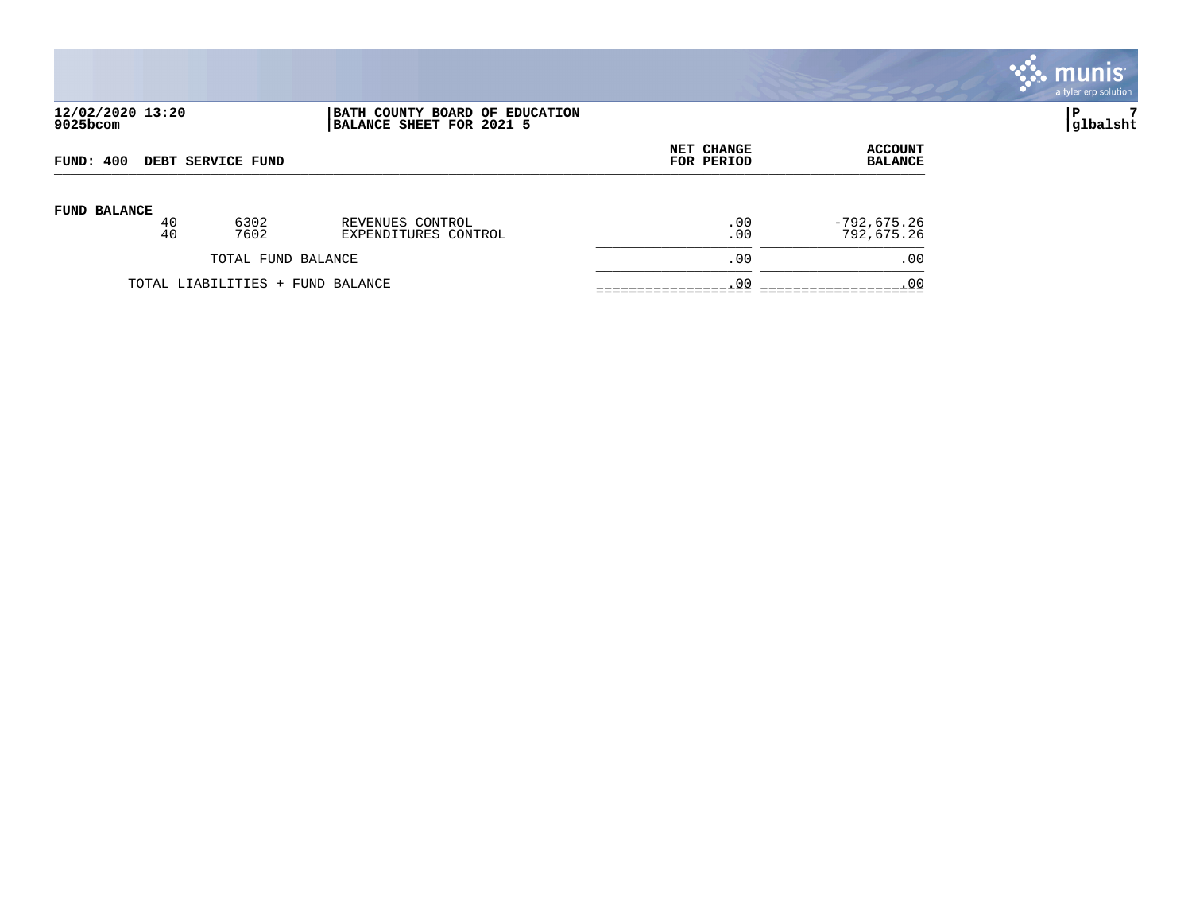**12/02/2020 13:20**
**9025bcom**

**BATH COUNTY BOARD OF EDUCATION**
**BALANCE SHEET FOR 2021 5**

**P 7**
**glbalsht**

| **FUND: 400 DEBT SERVICE FUND** | | | **NET CHANGE FOR PERIOD** | **ACCOUNT BALANCE** |
|---|---|---|---|---|
| **FUND BALANCE** | | | | |
| 40 | 6302 | REVENUES CONTROL | .00 | -792,675.26 |
| 40 | 7602 | EXPENDITURES CONTROL | .00 | 792,675.26 |
| TOTAL FUND BALANCE | | | .00 | .00 |
| TOTAL LIABILITIES + FUND BALANCE | | | .00 | .00 |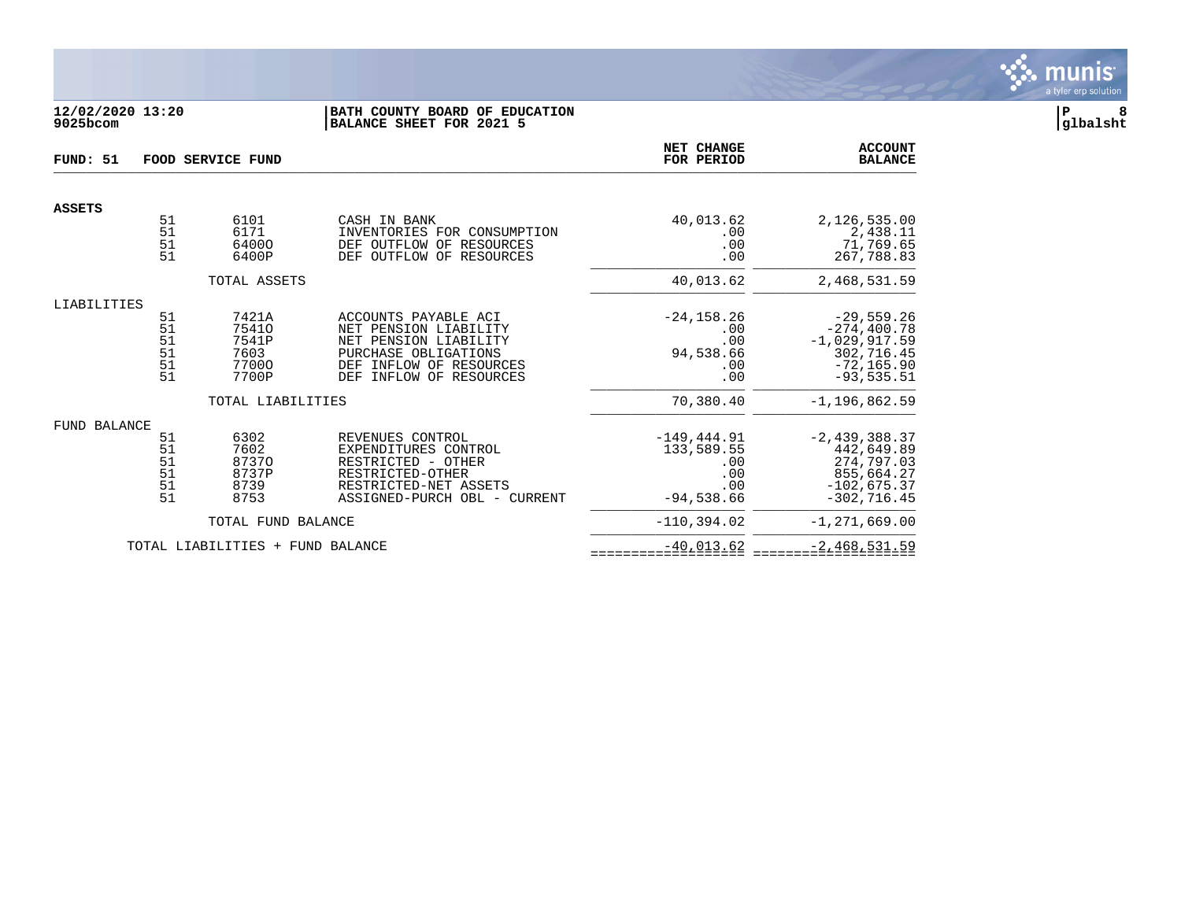**12/02/2020 13:20**
**9025bcom**

**BATH COUNTY BOARD OF EDUCATION**
**BALANCE SHEET FOR 2021 5**

**P 8**
**glbalsht**

| FUND: 51 | | FOOD SERVICE FUND | | NET CHANGE FOR PERIOD | ACCOUNT BALANCE |
|---|---|---|---|---|---|
| **ASSETS** | | | | | |
| | 51 | 6101 | CASH IN BANK | 40,013.62 | 2,126,535.00 |
| | 51 | 6171 | INVENTORIES FOR CONSUMPTION | .00 | 2,438.11 |
| | 51 | 6400O | DEF OUTFLOW OF RESOURCES | .00 | 71,769.65 |
| | 51 | 6400P | DEF OUTFLOW OF RESOURCES | .00 | 267,788.83 |
| | | TOTAL ASSETS | | 40,013.62 | 2,468,531.59 |
| LIABILITIES | | | | | |
| | 51 | 7421A | ACCOUNTS PAYABLE ACI | -24,158.26 | -29,559.26 |
| | 51 | 7541O | NET PENSION LIABILITY | .00 | -274,400.78 |
| | 51 | 7541P | NET PENSION LIABILITY | .00 | -1,029,917.59 |
| | 51 | 7603 | PURCHASE OBLIGATIONS | 94,538.66 | 302,716.45 |
| | 51 | 7700O | DEF INFLOW OF RESOURCES | .00 | -72,165.90 |
| | 51 | 7700P | DEF INFLOW OF RESOURCES | .00 | -93,535.51 |
| | | TOTAL LIABILITIES | | 70,380.40 | -1,196,862.59 |
| FUND BALANCE | | | | | |
| | 51 | 6302 | REVENUES CONTROL | -149,444.91 | -2,439,388.37 |
| | 51 | 7602 | EXPENDITURES CONTROL | 133,589.55 | 442,649.89 |
| | 51 | 8737O | RESTRICTED - OTHER | .00 | 274,797.03 |
| | 51 | 8737P | RESTRICTED-OTHER | .00 | 855,664.27 |
| | 51 | 8739 | RESTRICTED-NET ASSETS | .00 | -102,675.37 |
| | 51 | 8753 | ASSIGNED-PURCH OBL - CURRENT | -94,538.66 | -302,716.45 |
| | | TOTAL FUND BALANCE | | -110,394.02 | -1,271,669.00 |
| | TOTAL LIABILITIES + FUND BALANCE | | | -40,013.62 | -2,468,531.59 |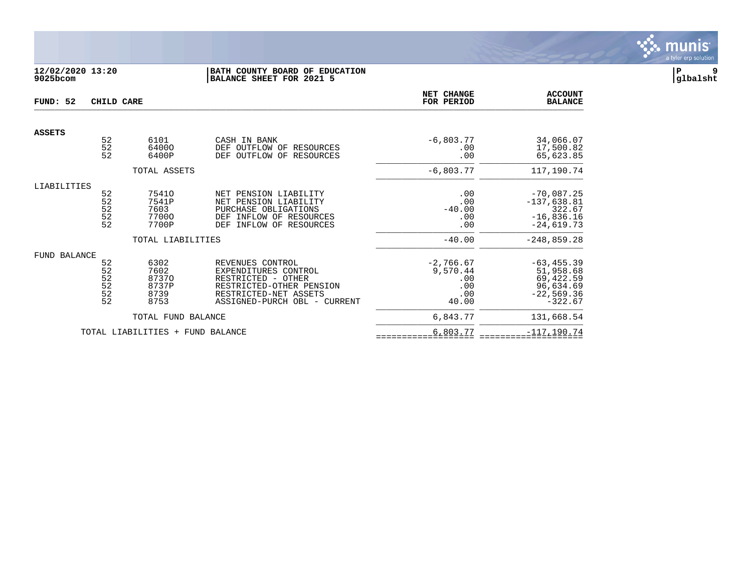**12/02/2020 13:20**
**9025bcom**

**BATH COUNTY BOARD OF EDUCATION**
**BALANCE SHEET FOR 2021 5**

**P 9**
**glbalsht**

**FUND: 52 CHILD CARE**

| | | | | NET CHANGE FOR PERIOD | ACCOUNT BALANCE |
|---|---|---|---|---|---|
| **ASSETS** | | | | | |
| | 52 | 6101 | CASH IN BANK | -6,803.77 | 34,066.07 |
| | 52 | 6400O | DEF OUTFLOW OF RESOURCES | .00 | 17,500.82 |
| | 52 | 6400P | DEF OUTFLOW OF RESOURCES | .00 | 65,623.85 |
| | | TOTAL ASSETS | | -6,803.77 | 117,190.74 |
| LIABILITIES | | | | | |
| | 52 | 7541O | NET PENSION LIABILITY | .00 | -70,087.25 |
| | 52 | 7541P | NET PENSION LIABILITY | .00 | -137,638.81 |
| | 52 | 7603 | PURCHASE OBLIGATIONS | -40.00 | 322.67 |
| | 52 | 7700O | DEF INFLOW OF RESOURCES | .00 | -16,836.16 |
| | 52 | 7700P | DEF INFLOW OF RESOURCES | .00 | -24,619.73 |
| | | TOTAL LIABILITIES | | -40.00 | -248,859.28 |
| FUND BALANCE | | | | | |
| | 52 | 6302 | REVENUES CONTROL | -2,766.67 | -63,455.39 |
| | 52 | 7602 | EXPENDITURES CONTROL | 9,570.44 | 51,958.68 |
| | 52 | 8737O | RESTRICTED - OTHER | .00 | 69,422.59 |
| | 52 | 8737P | RESTRICTED-OTHER PENSION | .00 | 96,634.69 |
| | 52 | 8739 | RESTRICTED-NET ASSETS | .00 | -22,569.36 |
| | 52 | 8753 | ASSIGNED-PURCH OBL - CURRENT | 40.00 | -322.67 |
| | | TOTAL FUND BALANCE | | 6,843.77 | 131,668.54 |
| | TOTAL LIABILITIES + FUND BALANCE | | | 6,803.77 | -117,190.74 |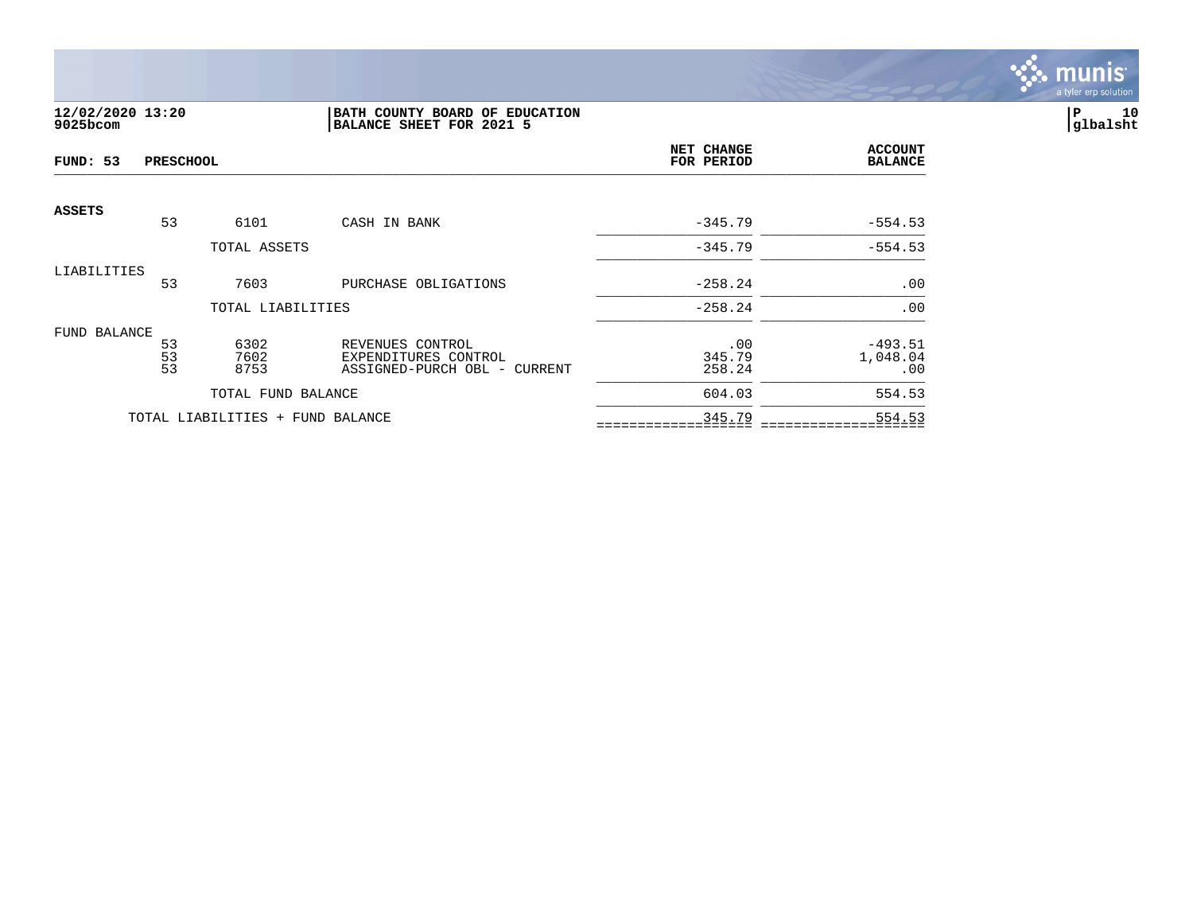12/02/2020 13:20
9025bcom

**BATH COUNTY BOARD OF EDUCATION**
**BALANCE SHEET FOR 2021 5**

**FUND: 53 PRESCHOOL**

| | | | | NET CHANGE FOR PERIOD | ACCOUNT BALANCE |
|---|---|---|---|---|---|
| **ASSETS** | | | | | |
| | 53 | 6101 | CASH IN BANK | -345.79 | -554.53 |
| | | TOTAL ASSETS | | -345.79 | -554.53 |
| LIABILITIES | | | | | |
| | 53 | 7603 | PURCHASE OBLIGATIONS | -258.24 | .00 |
| | | TOTAL LIABILITIES | | -258.24 | .00 |
| FUND BALANCE | | | | | |
| | 53 | 6302 | REVENUES CONTROL | .00 | -493.51 |
| | 53 | 7602 | EXPENDITURES CONTROL | 345.79 | 1,048.04 |
| | 53 | 8753 | ASSIGNED-PURCH OBL - CURRENT | 258.24 | .00 |
| | | TOTAL FUND BALANCE | | 604.03 | 554.53 |
| | TOTAL LIABILITIES + FUND BALANCE | | | 345.79 | 554.53 |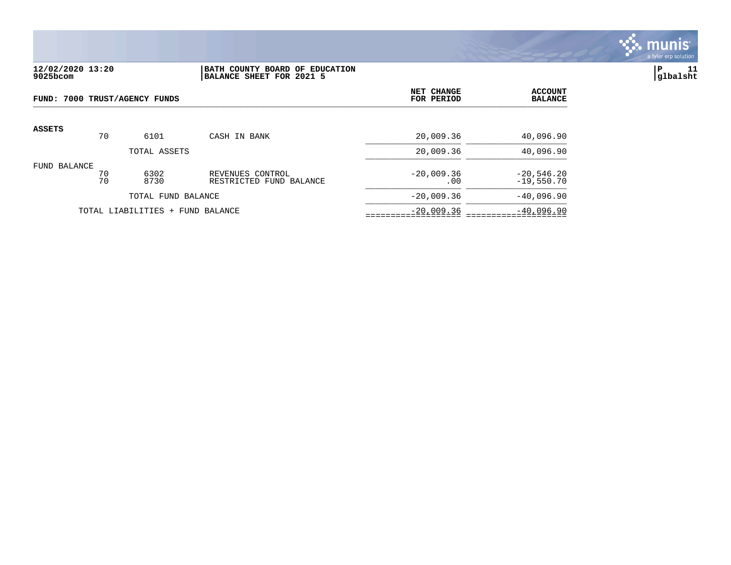**12/02/2020 13:20**
**9025bcom**

**BATH COUNTY BOARD OF EDUCATION**
**BALANCE SHEET FOR 2021 5**

**P 11**
**glbalsht**

| FUND: 7000 TRUST/AGENCY FUNDS | | | | NET CHANGE FOR PERIOD | ACCOUNT BALANCE |
|---|---|---|---|---|---|
| **ASSETS** | | | | | |
| | 70 | 6101 | CASH IN BANK | 20,009.36 | 40,096.90 |
| | | TOTAL ASSETS | | 20,009.36 | 40,096.90 |
| FUND BALANCE | | | | | |
| | 70 | 6302 | REVENUES CONTROL | -20,009.36 | -20,546.20 |
| | 70 | 8730 | RESTRICTED FUND BALANCE | .00 | -19,550.70 |
| | | TOTAL FUND BALANCE | | -20,009.36 | -40,096.90 |
| | TOTAL LIABILITIES + FUND BALANCE | | | -20,009.36 | -40,096.90 |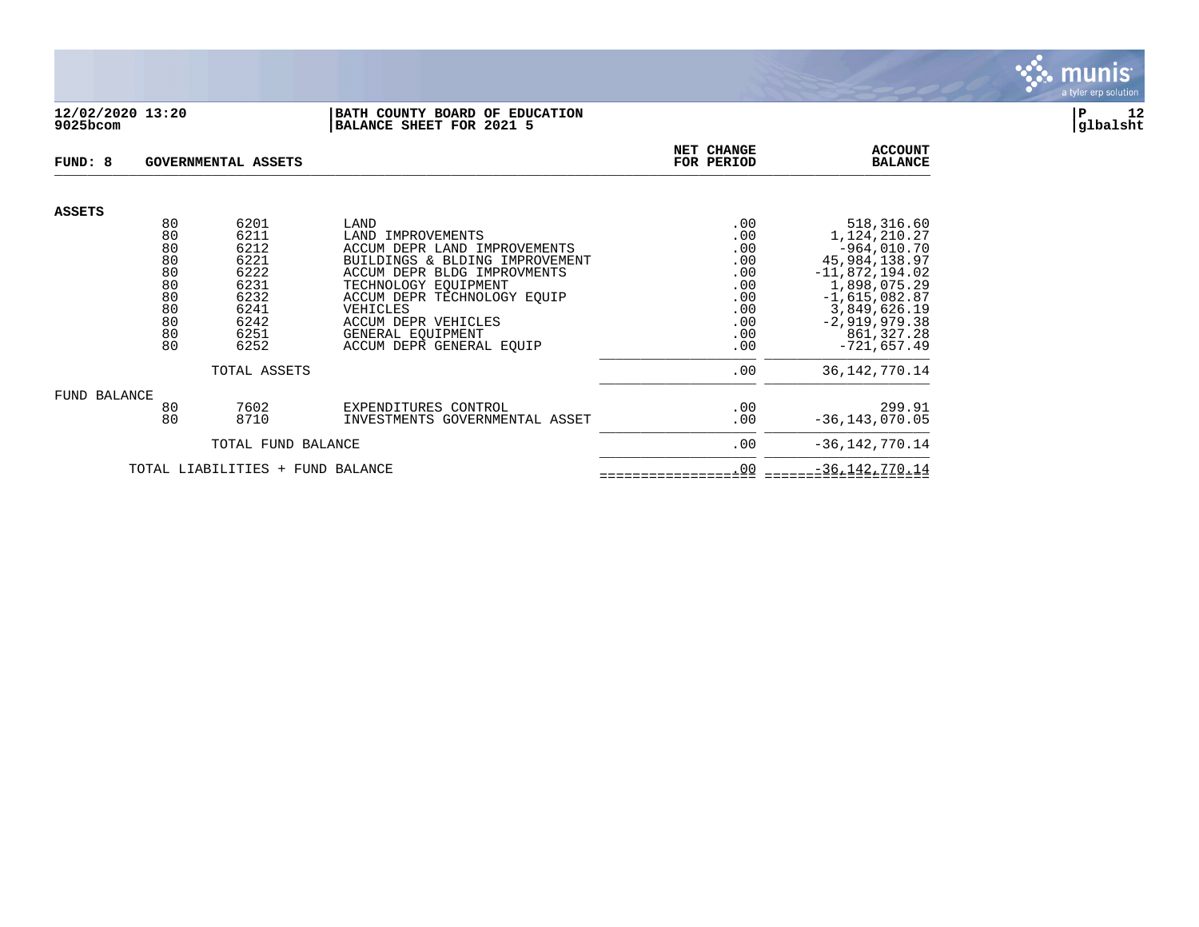**BATH COUNTY BOARD OF EDUCATION**
**BALANCE SHEET FOR 2021 5**

12/02/2020 13:20
9025bcom

P 12
glbalsht

**FUND: 8 GOVERNMENTAL ASSETS**

| | | | | NET CHANGE FOR PERIOD | ACCOUNT BALANCE |
|---|---|---|---|---|---|
| **ASSETS** | | | | | |
| | 80 | 6201 | LAND | .00 | 518,316.60 |
| | 80 | 6211 | LAND IMPROVEMENTS | .00 | 1,124,210.27 |
| | 80 | 6212 | ACCUM DEPR LAND IMPROVEMENTS | .00 | -964,010.70 |
| | 80 | 6221 | BUILDINGS & BLDING IMPROVEMENT | .00 | 45,984,138.97 |
| | 80 | 6222 | ACCUM DEPR BLDG IMPROVMENTS | .00 | -11,872,194.02 |
| | 80 | 6231 | TECHNOLOGY EQUIPMENT | .00 | 1,898,075.29 |
| | 80 | 6232 | ACCUM DEPR TECHNOLOGY EQUIP | .00 | -1,615,082.87 |
| | 80 | 6241 | VEHICLES | .00 | 3,849,626.19 |
| | 80 | 6242 | ACCUM DEPR VEHICLES | .00 | -2,919,979.38 |
| | 80 | 6251 | GENERAL EQUIPMENT | .00 | 861,327.28 |
| | 80 | 6252 | ACCUM DEPR GENERAL EQUIP | .00 | -721,657.49 |
| | | TOTAL ASSETS | | .00 | 36,142,770.14 |
| FUND BALANCE | | | | | |
| | 80 | 7602 | EXPENDITURES CONTROL | .00 | 299.91 |
| | 80 | 8710 | INVESTMENTS GOVERNMENTAL ASSET | .00 | -36,143,070.05 |
| | | TOTAL FUND BALANCE | | .00 | -36,142,770.14 |
| | TOTAL LIABILITIES + FUND BALANCE | | | .00 | -36,142,770.14 |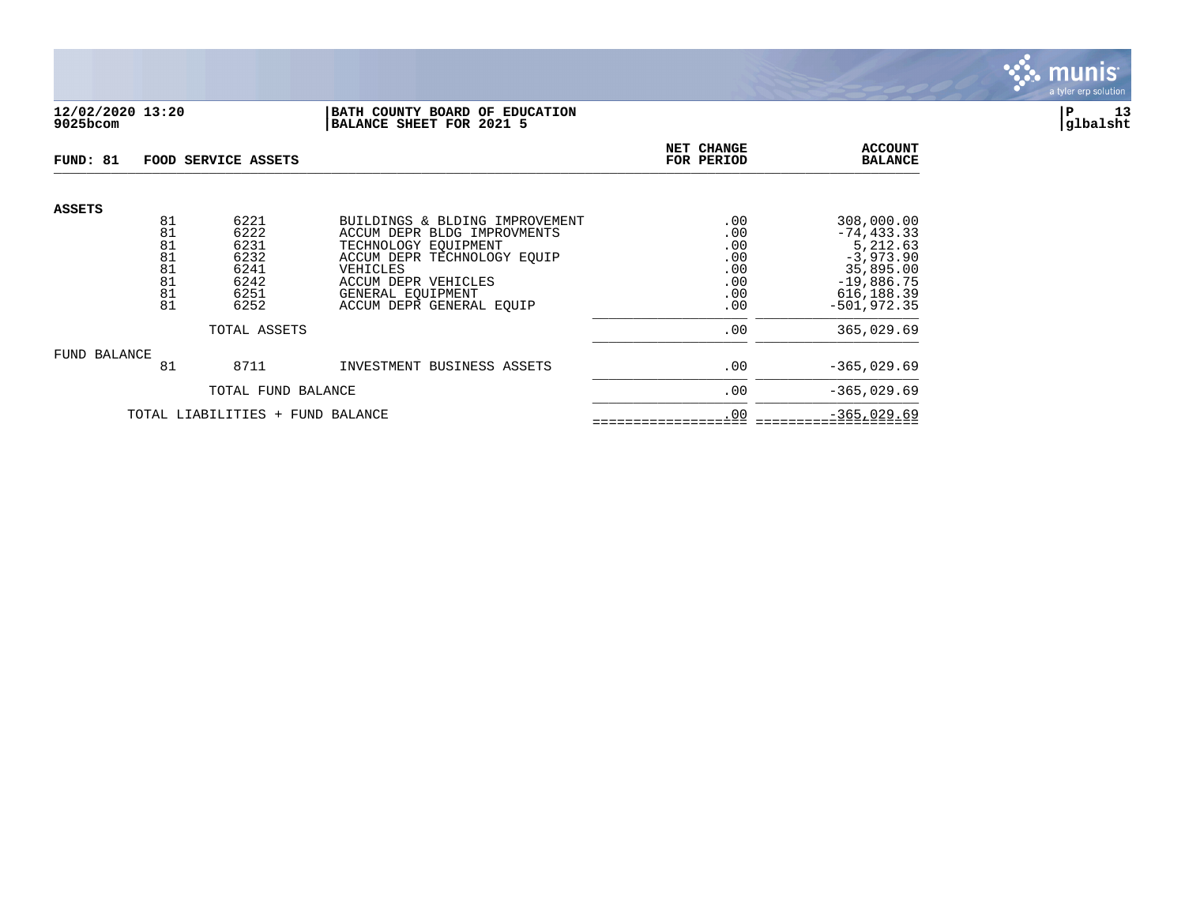**12/02/2020 13:20** | **BATH COUNTY BOARD OF EDUCATION**
**9025bcom** | **BALANCE SHEET FOR 2021 5**

**P 13**
**glbalsht**

## FUND: 81 FOOD SERVICE ASSETS

| | | | | NET CHANGE FOR PERIOD | ACCOUNT BALANCE |
|---|---|---|---|---|---|
| **ASSETS** | | | | | |
| | 81 | 6221 | BUILDINGS & BLDING IMPROVEMENT | .00 | 308,000.00 |
| | 81 | 6222 | ACCUM DEPR BLDG IMPROVMENTS | .00 | -74,433.33 |
| | 81 | 6231 | TECHNOLOGY EQUIPMENT | .00 | 5,212.63 |
| | 81 | 6232 | ACCUM DEPR TECHNOLOGY EQUIP | .00 | -3,973.90 |
| | 81 | 6241 | VEHICLES | .00 | 35,895.00 |
| | 81 | 6242 | ACCUM DEPR VEHICLES | .00 | -19,886.75 |
| | 81 | 6251 | GENERAL EQUIPMENT | .00 | 616,188.39 |
| | 81 | 6252 | ACCUM DEPR GENERAL EQUIP | .00 | -501,972.35 |
| | | TOTAL ASSETS | | .00 | 365,029.69 |
| FUND BALANCE | | | | | |
| | 81 | 8711 | INVESTMENT BUSINESS ASSETS | .00 | -365,029.69 |
| | | TOTAL FUND BALANCE | | .00 | -365,029.69 |
| | TOTAL LIABILITIES + FUND BALANCE | | | .00 | -365,029.69 |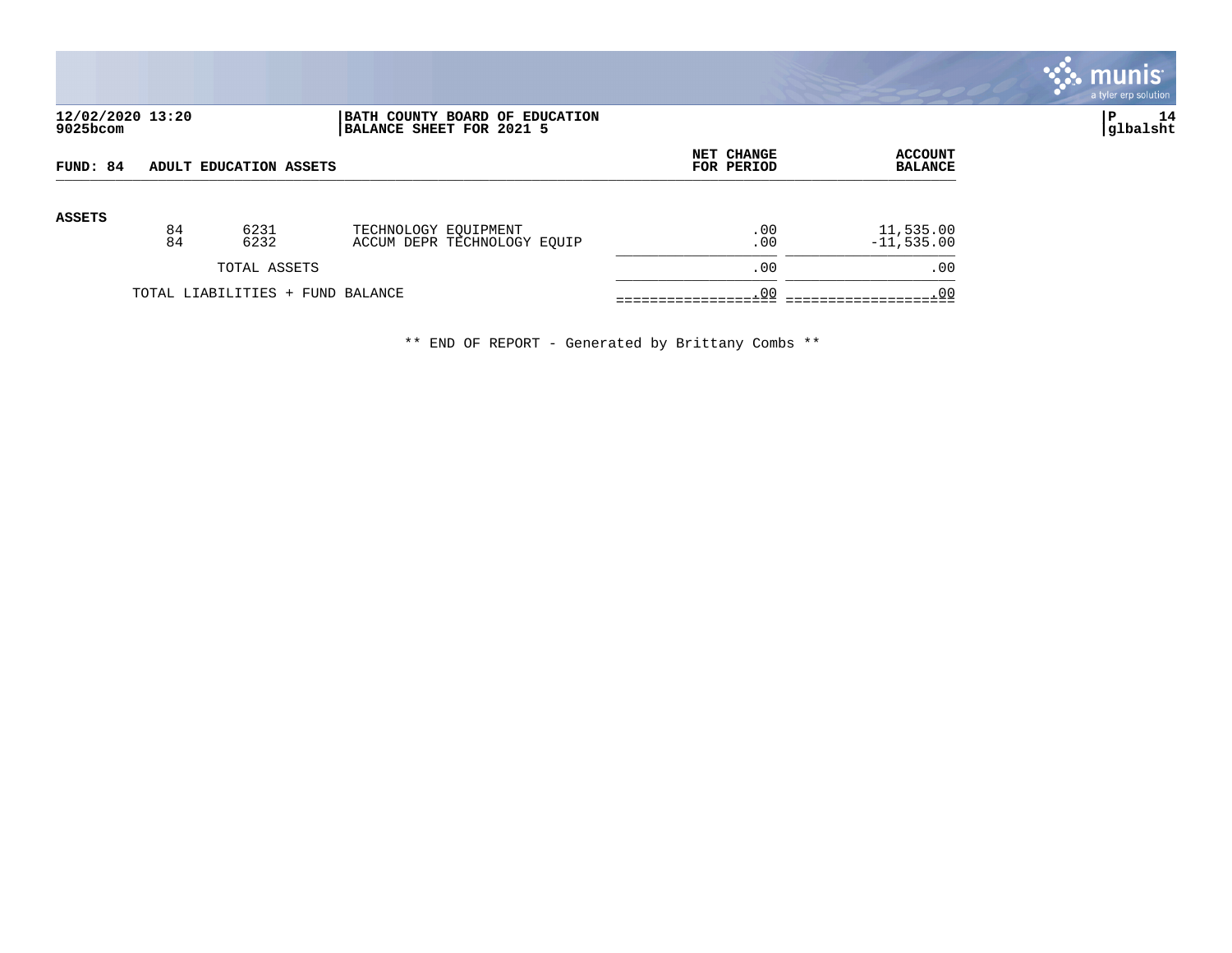**12/02/2020 13:20**
**9025bcom**

**BATH COUNTY BOARD OF EDUCATION**
**BALANCE SHEET FOR 2021 5**

**P 14**
**glbalsht**

| FUND: 84 | ADULT EDUCATION ASSETS | | | NET CHANGE FOR PERIOD | ACCOUNT BALANCE |
|---|---|---|---|---|---|
| **ASSETS** | | | | | |
| | 84 | 6231 | TECHNOLOGY EQUIPMENT | .00 | 11,535.00 |
| | 84 | 6232 | ACCUM DEPR TECHNOLOGY EQUIP | .00 | -11,535.00 |
| | TOTAL ASSETS | | | .00 | .00 |
| | TOTAL LIABILITIES + FUND BALANCE | | | .00 | .00 |

** END OF REPORT - Generated by Brittany Combs **